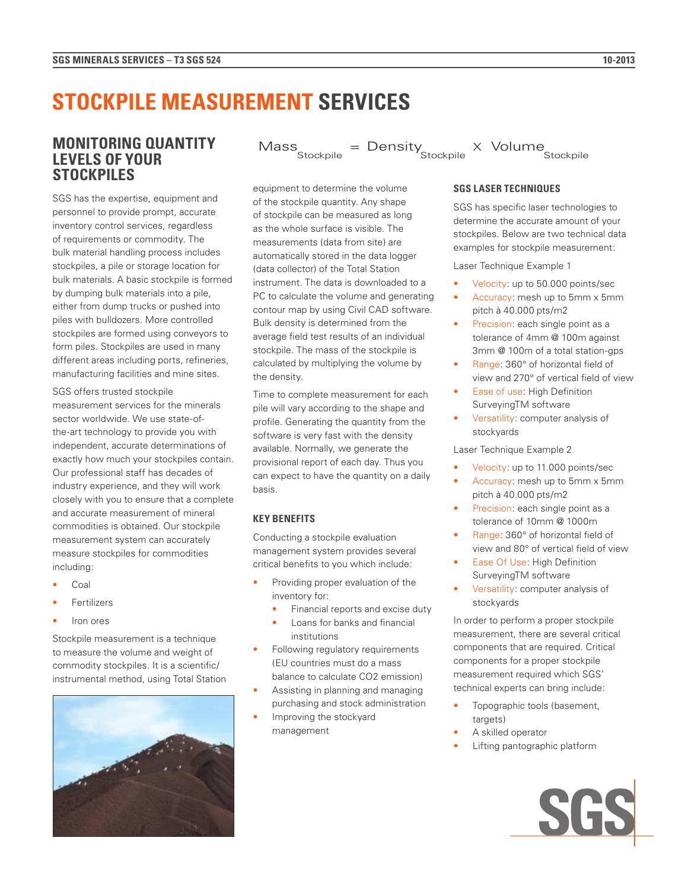# STOCKPILE MEASUREMENT SERVICES

## MONITORING QUANTITY LEVELS OF YOUR STOCKPILES

$$Mass_{Stockpile} = Density_{Stockpile} \times Volume_{Stockpile}$$

SGS has the expertise, equipment and personnel to provide prompt, accurate inventory control services, regardless of requirements or commodity. The bulk material handling process includes stockpiles, a pile or storage location for bulk materials. A basic stockpile is formed by dumping bulk materials into a pile, either from dump trucks or pushed into piles with bulldozers. More controlled stockpiles are formed using conveyors to form piles. Stockpiles are used in many different areas including ports, refineries, manufacturing facilities and mine sites.

SGS offers trusted stockpile measurement services for the minerals sector worldwide. We use state-of-the-art technology to provide you with independent, accurate determinations of exactly how much your stockpiles contain. Our professional staff has decades of industry experience, and they will work closely with you to ensure that a complete and accurate measurement of mineral commodities is obtained. Our stockpile measurement system can accurately measure stockpiles for commodities including:

- Coal
- Fertilizers
- Iron ores

Stockpile measurement is a technique to measure the volume and weight of commodity stockpiles. It is a scientific/instrumental method, using Total Station equipment to determine the volume of the stockpile quantity. Any shape of stockpile can be measured as long as the whole surface is visible. The measurements (data from site) are automatically stored in the data logger (data collector) of the Total Station instrument. The data is downloaded to a PC to calculate the volume and generating contour map by using Civil CAD software. Bulk density is determined from the average field test results of an individual stockpile. The mass of the stockpile is calculated by multiplying the volume by the density.

Time to complete measurement for each pile will vary according to the shape and profile. Generating the quantity from the software is very fast with the density available. Normally, we generate the provisional report of each day. Thus you can expect to have the quantity on a daily basis.

### KEY BENEFITS

Conducting a stockpile evaluation management system provides several critical benefits to you which include:

- Providing proper evaluation of the inventory for:
  - Financial reports and excise duty
  - Loans for banks and financial institutions
- Following regulatory requirements (EU countries must do a mass balance to calculate $CO_2$ emission)
- Assisting in planning and managing purchasing and stock administration
- Improving the stockyard management

### SGS LASER TECHNIQUES

SGS has specific laser technologies to determine the accurate amount of your stockpiles. Below are two technical data examples for stockpile measurement:

Laser Technique Example 1

- Velocity: up to 50.000 points/sec
- Accuracy: mesh up to 5mm x 5mm pitch à 40.000 pts/m2
- Precision: each single point as a tolerance of 4mm @ 100m against 3mm @ 100m of a total station-gps
- Range: 360° of horizontal field of view and 270° of vertical field of view
- Ease of use: High Definition SurveyingTM software
- Versatility: computer analysis of stockyards

Laser Technique Example 2

- Velocity: up to 11.000 points/sec
- Accuracy: mesh up to 5mm x 5mm pitch à 40.000 pts/m2
- Precision: each single point as a tolerance of 10mm @ 1000m
- Range: 360° of horizontal field of view and 80° of vertical field of view
- Ease Of Use: High Definition SurveyingTM software
- Versatility: computer analysis of stockyards

In order to perform a proper stockpile measurement, there are several critical components that are required. Critical components for a proper stockpile measurement required which SGS' technical experts can bring include:

- Topographic tools (basement, targets)
- A skilled operator
- Lifting pantographic platform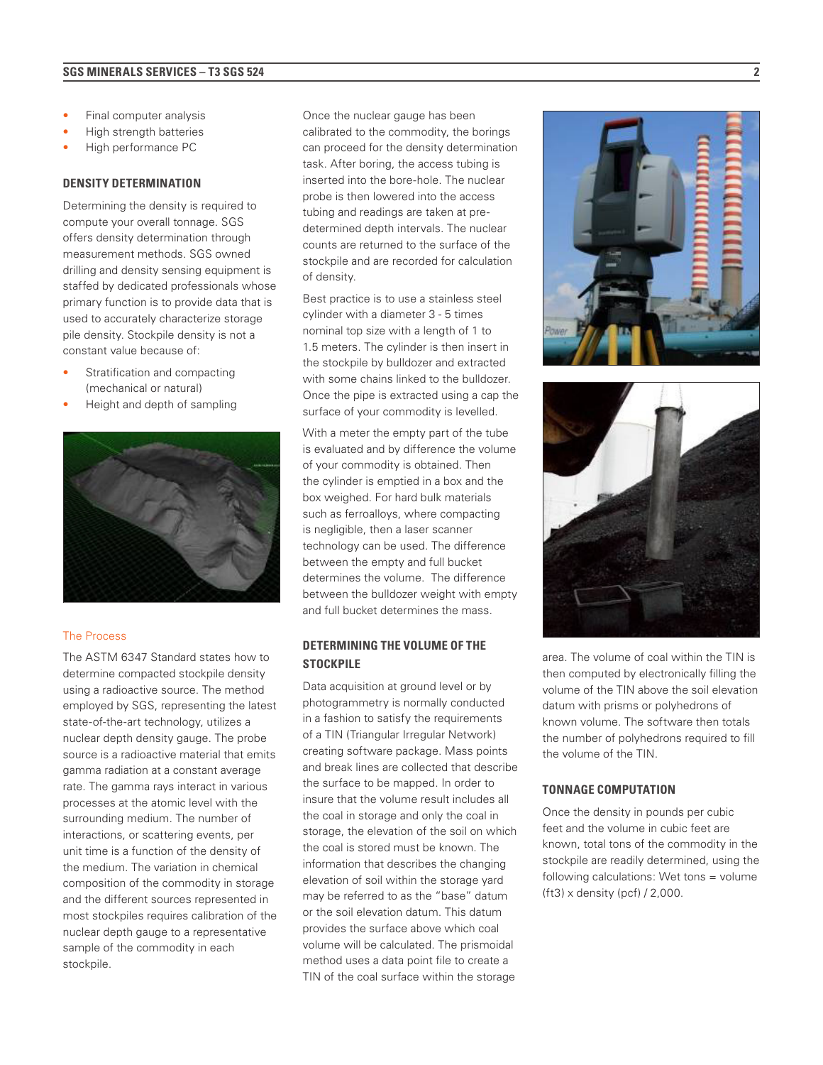- Final computer analysis
- High strength batteries
- High performance PC

## DENSITY DETERMINATION

Determining the density is required to compute your overall tonnage. SGS offers density determination through measurement methods. SGS owned drilling and density sensing equipment is staffed by dedicated professionals whose primary function is to provide data that is used to accurately characterize storage pile density. Stockpile density is not a constant value because of:

- Stratification and compacting (mechanical or natural)
- Height and depth of sampling

The Process

The ASTM 6347 Standard states how to determine compacted stockpile density using a radioactive source. The method employed by SGS, representing the latest state-of-the-art technology, utilizes a nuclear depth density gauge. The probe source is a radioactive material that emits gamma radiation at a constant average rate. The gamma rays interact in various processes at the atomic level with the surrounding medium. The number of interactions, or scattering events, per unit time is a function of the density of the medium. The variation in chemical composition of the commodity in storage and the different sources represented in most stockpiles requires calibration of the nuclear depth gauge to a representative sample of the commodity in each stockpile.

Once the nuclear gauge has been calibrated to the commodity, the borings can proceed for the density determination task. After boring, the access tubing is inserted into the bore-hole. The nuclear probe is then lowered into the access tubing and readings are taken at pre-determined depth intervals. The nuclear counts are returned to the surface of the stockpile and are recorded for calculation of density.

Best practice is to use a stainless steel cylinder with a diameter 3 - 5 times nominal top size with a length of 1 to 1.5 meters. The cylinder is then insert in the stockpile by bulldozer and extracted with some chains linked to the bulldozer. Once the pipe is extracted using a cap the surface of your commodity is levelled.

With a meter the empty part of the tube is evaluated and by difference the volume of your commodity is obtained. Then the cylinder is emptied in a box and the box weighed. For hard bulk materials such as ferroalloys, where compacting is negligible, then a laser scanner technology can be used. The difference between the empty and full bucket determines the volume. The difference between the bulldozer weight with empty and full bucket determines the mass.

## DETERMINING THE VOLUME OF THE STOCKPILE

Data acquisition at ground level or by photogrammetry is normally conducted in a fashion to satisfy the requirements of a TIN (Triangular Irregular Network) creating software package. Mass points and break lines are collected that describe the surface to be mapped. In order to insure that the volume result includes all the coal in storage and only the coal in storage, the elevation of the soil on which the coal is stored must be known. The information that describes the changing elevation of soil within the storage yard may be referred to as the "base" datum or the soil elevation datum. This datum provides the surface above which coal volume will be calculated. The prismoidal method uses a data point file to create a TIN of the coal surface within the storage area. The volume of coal within the TIN is then computed by electronically filling the volume of the TIN above the soil elevation datum with prisms or polyhedrons of known volume. The software then totals the number of polyhedrons required to fill the volume of the TIN.

## TONNAGE COMPUTATION

Once the density in pounds per cubic feet and the volume in cubic feet are known, total tons of the commodity in the stockpile are readily determined, using the following calculations: Wet tons = volume (ft3) x density (pcf) / 2,000.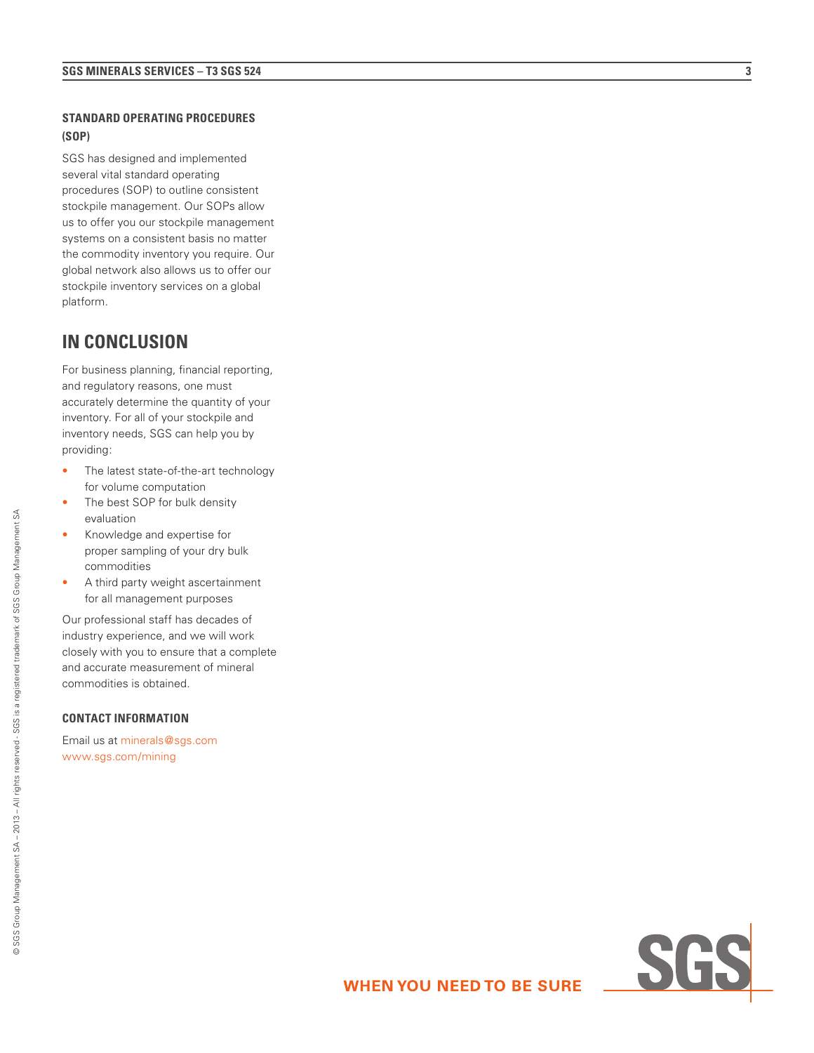### STANDARD OPERATING PROCEDURES (SOP)

SGS has designed and implemented several vital standard operating procedures (SOP) to outline consistent stockpile management. Our SOPs allow us to offer you our stockpile management systems on a consistent basis no matter the commodity inventory you require. Our global network also allows us to offer our stockpile inventory services on a global platform.

## IN CONCLUSION

For business planning, financial reporting, and regulatory reasons, one must accurately determine the quantity of your inventory. For all of your stockpile and inventory needs, SGS can help you by providing:

- The latest state-of-the-art technology for volume computation
- The best SOP for bulk density evaluation
- Knowledge and expertise for proper sampling of your dry bulk commodities
- A third party weight ascertainment for all management purposes

Our professional staff has decades of industry experience, and we will work closely with you to ensure that a complete and accurate measurement of mineral commodities is obtained.

### CONTACT INFORMATION

Email us at minerals@sgs.com
www.sgs.com/mining

© SGS Group Management SA – 2013 – All rights reserved - SGS is a registered trademark of SGS Group Management SA

WHEN YOU NEED TO BE SURE

SGS